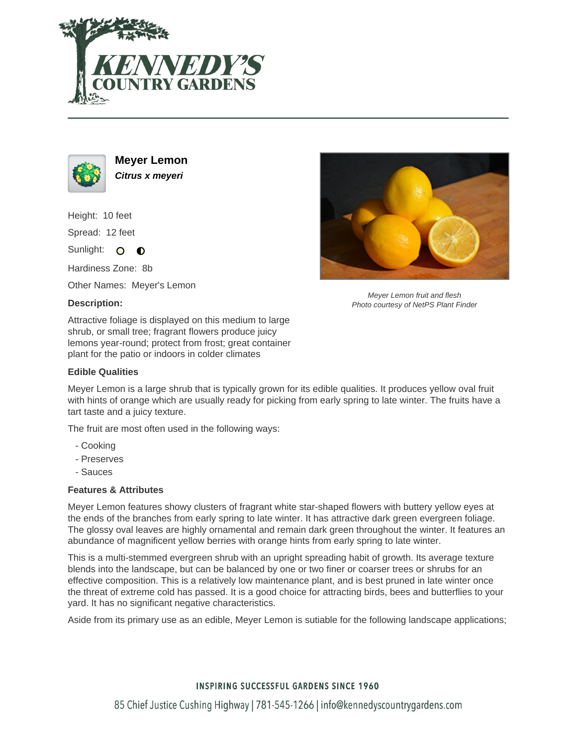# KENNEDY'S COUNTRY GARDENS

## Meyer Lemon

***Citrus x meyeri***

Height: 10 feet

Spread: 12 feet

Sunlight:

Hardiness Zone: 8b

Other Names: Meyer's Lemon

*Meyer Lemon fruit and flesh*
*Photo courtesy of NetPS Plant Finder*

### Description:

Attractive foliage is displayed on this medium to large shrub, or small tree; fragrant flowers produce juicy lemons year-round; protect from frost; great container plant for the patio or indoors in colder climates

### Edible Qualities

Meyer Lemon is a large shrub that is typically grown for its edible qualities. It produces yellow oval fruit with hints of orange which are usually ready for picking from early spring to late winter. The fruits have a tart taste and a juicy texture.

The fruit are most often used in the following ways:

- Cooking
- Preserves
- Sauces

### Features & Attributes

Meyer Lemon features showy clusters of fragrant white star-shaped flowers with buttery yellow eyes at the ends of the branches from early spring to late winter. It has attractive dark green evergreen foliage. The glossy oval leaves are highly ornamental and remain dark green throughout the winter. It features an abundance of magnificent yellow berries with orange hints from early spring to late winter.

This is a multi-stemmed evergreen shrub with an upright spreading habit of growth. Its average texture blends into the landscape, but can be balanced by one or two finer or coarser trees or shrubs for an effective composition. This is a relatively low maintenance plant, and is best pruned in late winter once the threat of extreme cold has passed. It is a good choice for attracting birds, bees and butterflies to your yard. It has no significant negative characteristics.

Aside from its primary use as an edible, Meyer Lemon is sutiable for the following landscape applications;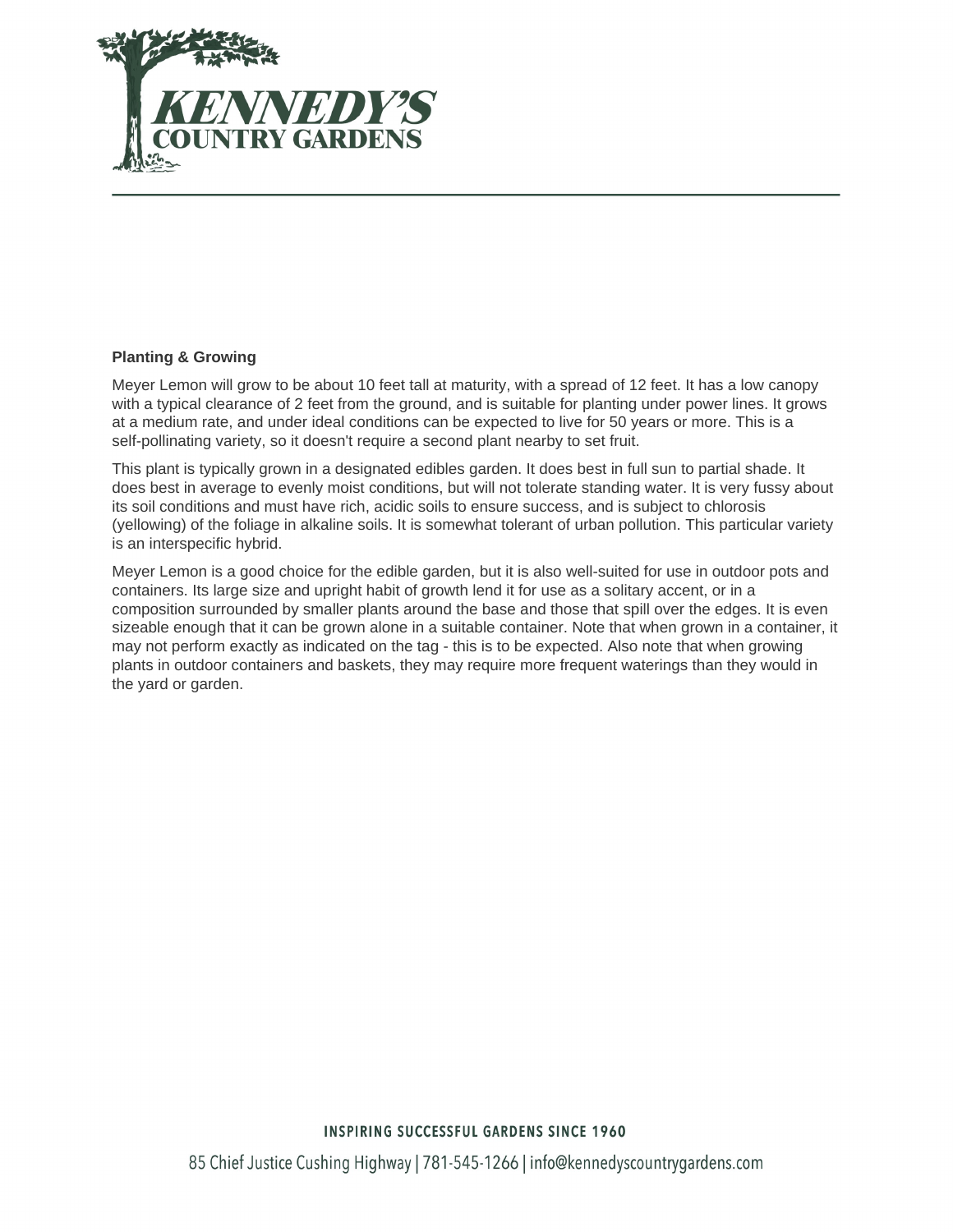**Planting & Growing**

Meyer Lemon will grow to be about 10 feet tall at maturity, with a spread of 12 feet. It has a low canopy with a typical clearance of 2 feet from the ground, and is suitable for planting under power lines. It grows at a medium rate, and under ideal conditions can be expected to live for 50 years or more. This is a self-pollinating variety, so it doesn't require a second plant nearby to set fruit.

This plant is typically grown in a designated edibles garden. It does best in full sun to partial shade. It does best in average to evenly moist conditions, but will not tolerate standing water. It is very fussy about its soil conditions and must have rich, acidic soils to ensure success, and is subject to chlorosis (yellowing) of the foliage in alkaline soils. It is somewhat tolerant of urban pollution. This particular variety is an interspecific hybrid.

Meyer Lemon is a good choice for the edible garden, but it is also well-suited for use in outdoor pots and containers. Its large size and upright habit of growth lend it for use as a solitary accent, or in a composition surrounded by smaller plants around the base and those that spill over the edges. It is even sizeable enough that it can be grown alone in a suitable container. Note that when grown in a container, it may not perform exactly as indicated on the tag - this is to be expected. Also note that when growing plants in outdoor containers and baskets, they may require more frequent waterings than they would in the yard or garden.